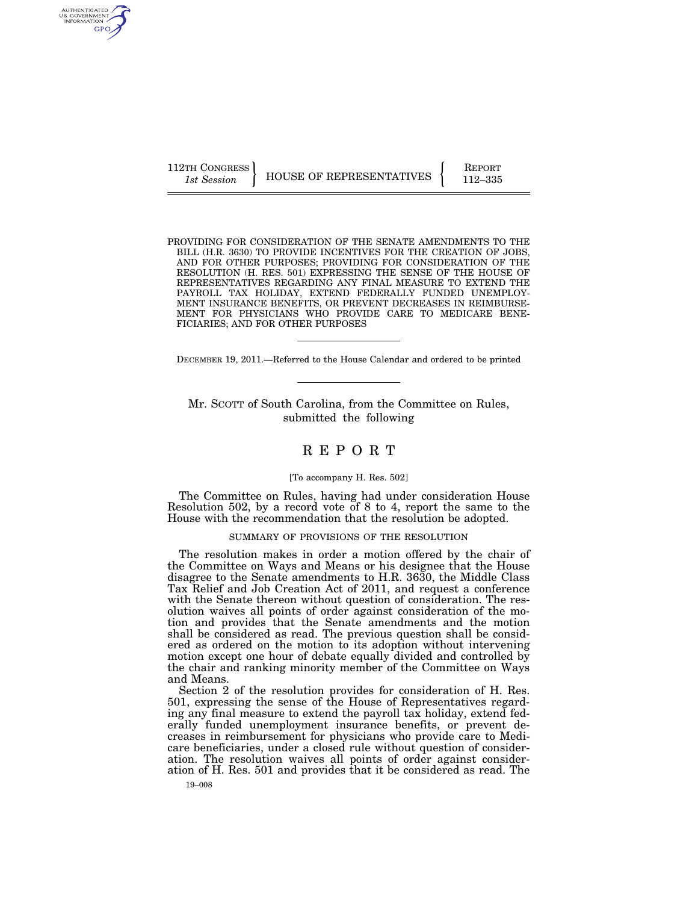112TH CONGRESS
*1st Session*

HOUSE OF REPRESENTATIVES

REPORT
112–335

PROVIDING FOR CONSIDERATION OF THE SENATE AMENDMENTS TO THE BILL (H.R. 3630) TO PROVIDE INCENTIVES FOR THE CREATION OF JOBS, AND FOR OTHER PURPOSES; PROVIDING FOR CONSIDERATION OF THE RESOLUTION (H. RES. 501) EXPRESSING THE SENSE OF THE HOUSE OF REPRESENTATIVES REGARDING ANY FINAL MEASURE TO EXTEND THE PAYROLL TAX HOLIDAY, EXTEND FEDERALLY FUNDED UNEMPLOYMENT INSURANCE BENEFITS, OR PREVENT DECREASES IN REIMBURSEMENT FOR PHYSICIANS WHO PROVIDE CARE TO MEDICARE BENEFICIARIES; AND FOR OTHER PURPOSES

DECEMBER 19, 2011.—Referred to the House Calendar and ordered to be printed

Mr. SCOTT of South Carolina, from the Committee on Rules, submitted the following

# R E P O R T

[To accompany H. Res. 502]

The Committee on Rules, having had under consideration House Resolution 502, by a record vote of 8 to 4, report the same to the House with the recommendation that the resolution be adopted.

## SUMMARY OF PROVISIONS OF THE RESOLUTION

The resolution makes in order a motion offered by the chair of the Committee on Ways and Means or his designee that the House disagree to the Senate amendments to H.R. 3630, the Middle Class Tax Relief and Job Creation Act of 2011, and request a conference with the Senate thereon without question of consideration. The resolution waives all points of order against consideration of the motion and provides that the Senate amendments and the motion shall be considered as read. The previous question shall be considered as ordered on the motion to its adoption without intervening motion except one hour of debate equally divided and controlled by the chair and ranking minority member of the Committee on Ways and Means.

Section 2 of the resolution provides for consideration of H. Res. 501, expressing the sense of the House of Representatives regarding any final measure to extend the payroll tax holiday, extend federally funded unemployment insurance benefits, or prevent decreases in reimbursement for physicians who provide care to Medicare beneficiaries, under a closed rule without question of consideration. The resolution waives all points of order against consideration of H. Res. 501 and provides that it be considered as read. The

19–008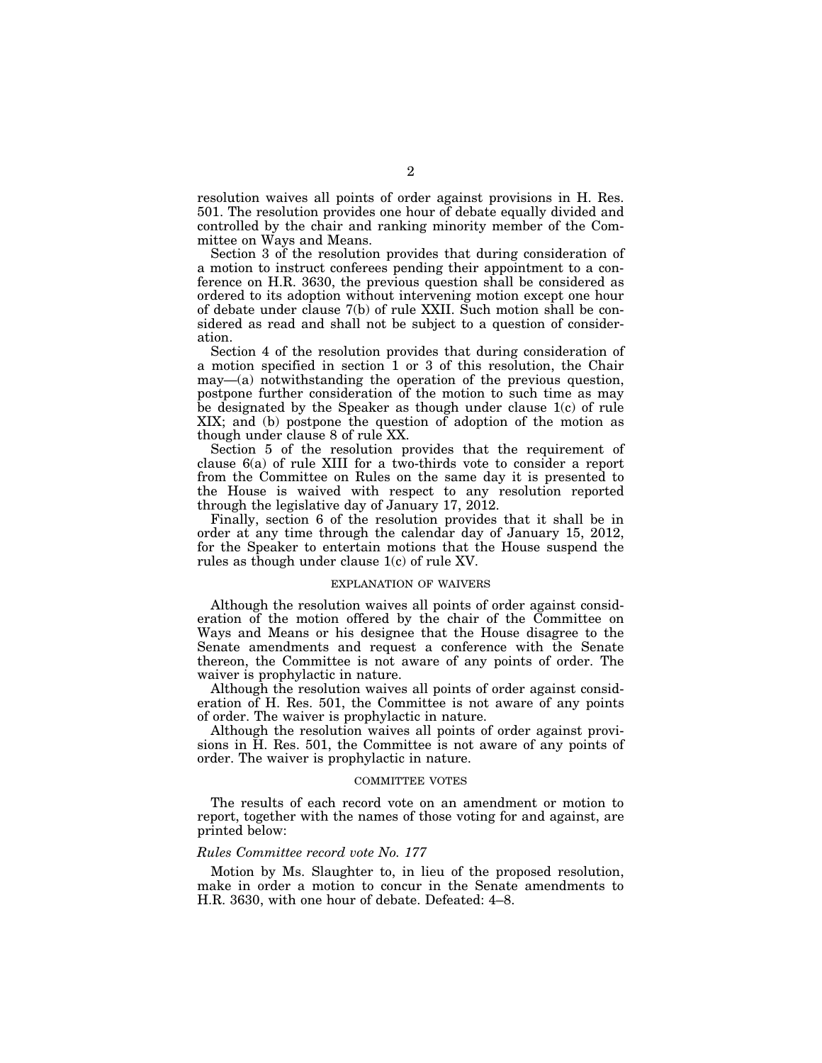resolution waives all points of order against provisions in H. Res. 501. The resolution provides one hour of debate equally divided and controlled by the chair and ranking minority member of the Committee on Ways and Means.

Section 3 of the resolution provides that during consideration of a motion to instruct conferees pending their appointment to a conference on H.R. 3630, the previous question shall be considered as ordered to its adoption without intervening motion except one hour of debate under clause 7(b) of rule XXII. Such motion shall be considered as read and shall not be subject to a question of consideration.

Section 4 of the resolution provides that during consideration of a motion specified in section 1 or 3 of this resolution, the Chair may—(a) notwithstanding the operation of the previous question, postpone further consideration of the motion to such time as may be designated by the Speaker as though under clause 1(c) of rule XIX; and (b) postpone the question of adoption of the motion as though under clause 8 of rule XX.

Section 5 of the resolution provides that the requirement of clause 6(a) of rule XIII for a two-thirds vote to consider a report from the Committee on Rules on the same day it is presented to the House is waived with respect to any resolution reported through the legislative day of January 17, 2012.

Finally, section 6 of the resolution provides that it shall be in order at any time through the calendar day of January 15, 2012, for the Speaker to entertain motions that the House suspend the rules as though under clause 1(c) of rule XV.

## EXPLANATION OF WAIVERS

Although the resolution waives all points of order against consideration of the motion offered by the chair of the Committee on Ways and Means or his designee that the House disagree to the Senate amendments and request a conference with the Senate thereon, the Committee is not aware of any points of order. The waiver is prophylactic in nature.

Although the resolution waives all points of order against consideration of H. Res. 501, the Committee is not aware of any points of order. The waiver is prophylactic in nature.

Although the resolution waives all points of order against provisions in H. Res. 501, the Committee is not aware of any points of order. The waiver is prophylactic in nature.

## COMMITTEE VOTES

The results of each record vote on an amendment or motion to report, together with the names of those voting for and against, are printed below:

*Rules Committee record vote No. 177*

Motion by Ms. Slaughter to, in lieu of the proposed resolution, make in order a motion to concur in the Senate amendments to H.R. 3630, with one hour of debate. Defeated: 4–8.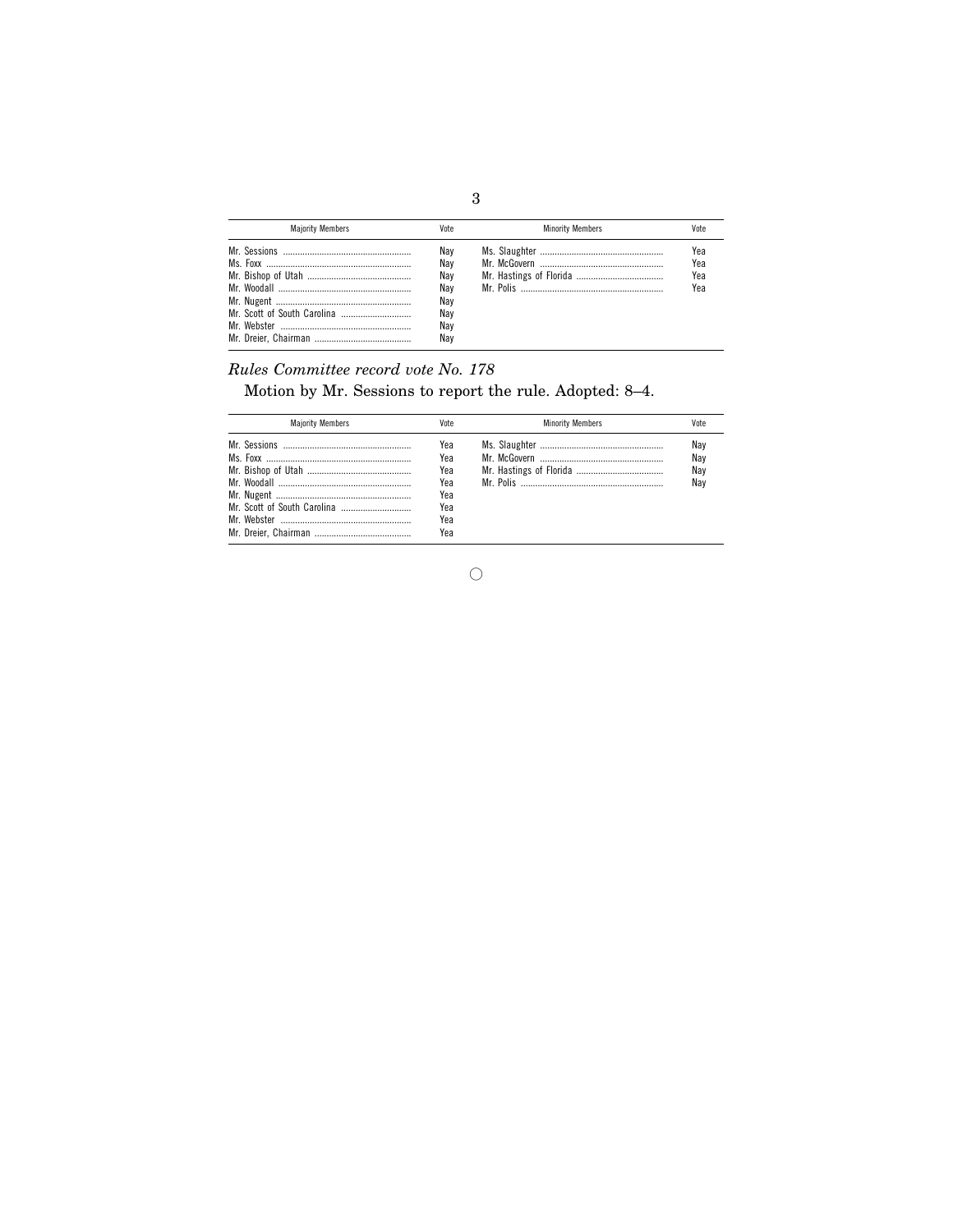| Majority Members | Vote | Minority Members | Vote |
|---|---|---|---|
| Mr. Sessions | Nay | Ms. Slaughter | Yea |
| Ms. Foxx | Nay | Mr. McGovern | Yea |
| Mr. Bishop of Utah | Nay | Mr. Hastings of Florida | Yea |
| Mr. Woodall | Nay | Mr. Polis | Yea |
| Mr. Nugent | Nay | | |
| Mr. Scott of South Carolina | Nay | | |
| Mr. Webster | Nay | | |
| Mr. Dreier, Chairman | Nay | | |

*Rules Committee record vote No. 178*

Motion by Mr. Sessions to report the rule. Adopted: 8–4.

| Majority Members | Vote | Minority Members | Vote |
|---|---|---|---|
| Mr. Sessions | Yea | Ms. Slaughter | Nay |
| Ms. Foxx | Yea | Mr. McGovern | Nay |
| Mr. Bishop of Utah | Yea | Mr. Hastings of Florida | Nay |
| Mr. Woodall | Yea | Mr. Polis | Nay |
| Mr. Nugent | Yea | | |
| Mr. Scott of South Carolina | Yea | | |
| Mr. Webster | Yea | | |
| Mr. Dreier, Chairman | Yea | | |